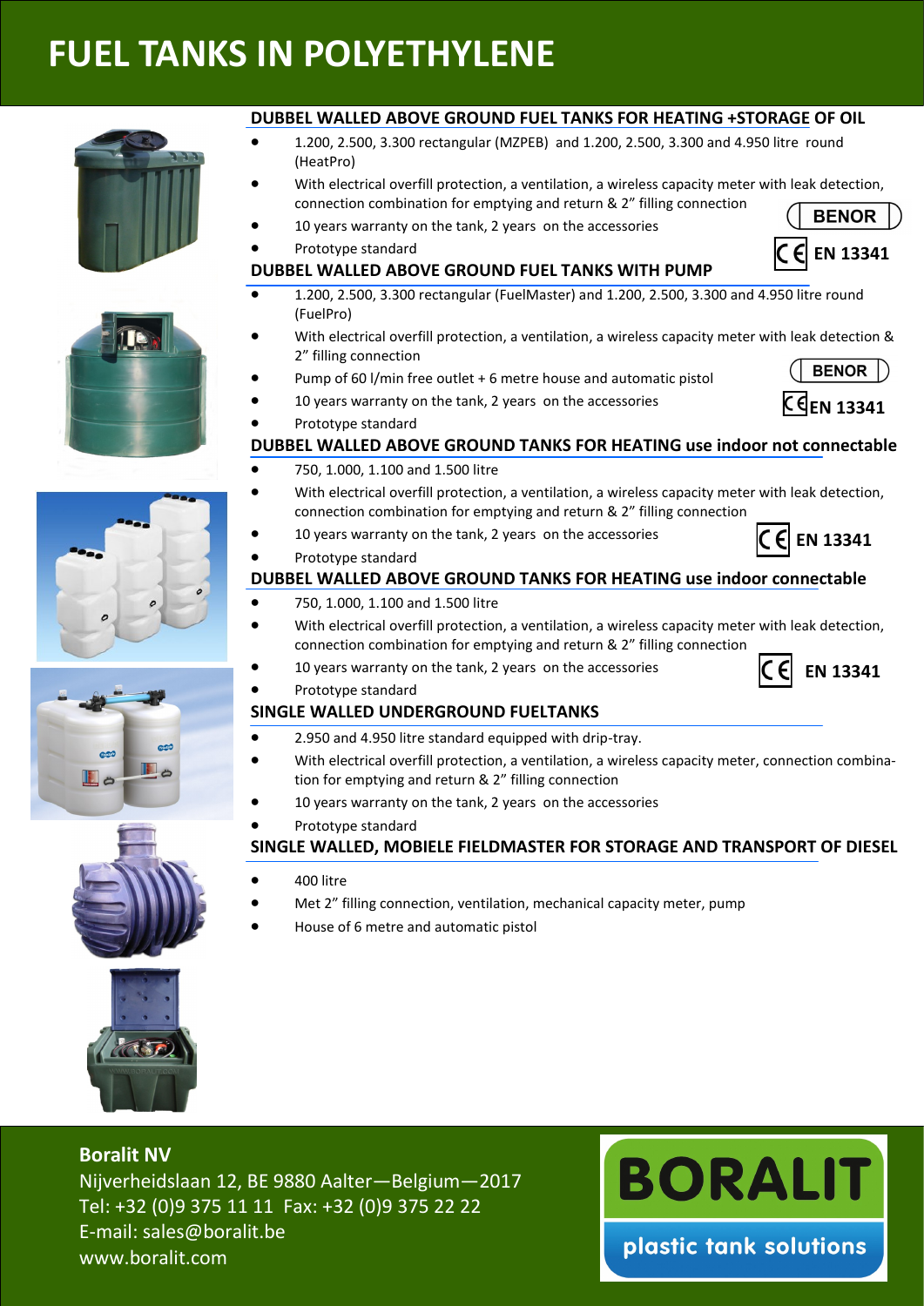# FUEL TANKS IN POLYETHYLENE

## DUBBEL WALLED ABOVE GROUND FUEL TANKS FOR HEATING +STORAGE OF OIL

- 1.200, 2.500, 3.300 rectangular (MZPEB) and 1.200, 2.500, 3.300 and 4.950 litre round (HeatPro)
- With electrical overfill protection, a ventilation, a wireless capacity meter with leak detection, connection combination for emptying and return & 2" filling connection
- 10 years warranty on the tank, 2 years on the accessories
- Prototype standard

BENOR

CE EN 13341

## DUBBEL WALLED ABOVE GROUND FUEL TANKS WITH PUMP

- 1.200, 2.500, 3.300 rectangular (FuelMaster) and 1.200, 2.500, 3.300 and 4.950 litre round (FuelPro)
- With electrical overfill protection, a ventilation, a wireless capacity meter with leak detection & 2" filling connection
- Pump of 60 l/min free outlet + 6 metre house and automatic pistol
- 10 years warranty on the tank, 2 years on the accessories
- Prototype standard

BENOR

CE EN 13341

## DUBBEL WALLED ABOVE GROUND TANKS FOR HEATING use indoor not connectable

- 750, 1.000, 1.100 and 1.500 litre
- With electrical overfill protection, a ventilation, a wireless capacity meter with leak detection, connection combination for emptying and return & 2" filling connection
- 10 years warranty on the tank, 2 years on the accessories
- Prototype standard

CE EN 13341

## DUBBEL WALLED ABOVE GROUND TANKS FOR HEATING use indoor connectable

- 750, 1.000, 1.100 and 1.500 litre
- With electrical overfill protection, a ventilation, a wireless capacity meter with leak detection, connection combination for emptying and return & 2" filling connection
- 10 years warranty on the tank, 2 years on the accessories
- Prototype standard

CE EN 13341

## SINGLE WALLED UNDERGROUND FUELTANKS

- 2.950 and 4.950 litre standard equipped with drip-tray.
- With electrical overfill protection, a ventilation, a wireless capacity meter, connection combination for emptying and return & 2" filling connection
- 10 years warranty on the tank, 2 years on the accessories
- Prototype standard

## SINGLE WALLED, MOBIELE FIELDMASTER FOR STORAGE AND TRANSPORT OF DIESEL

- 400 litre
- Met 2" filling connection, ventilation, mechanical capacity meter, pump
- House of 6 metre and automatic pistol

**Boralit NV**
Nijverheidslaan 12, BE 9880 Aalter—Belgium—2017
Tel: +32 (0)9 375 11 11 Fax: +32 (0)9 375 22 22
E-mail: sales@boralit.be
www.boralit.com

BORALIT
plastic tank solutions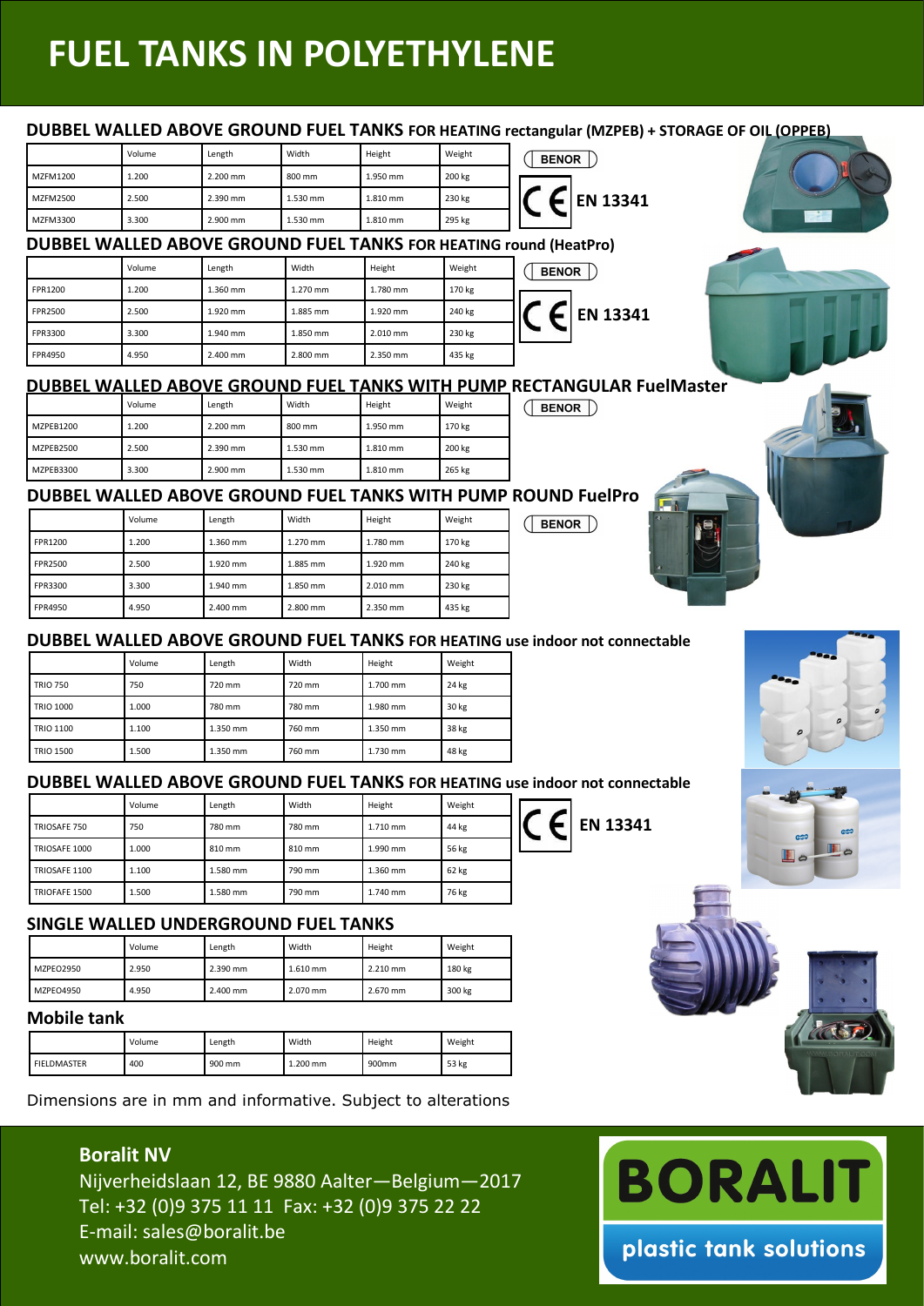# FUEL TANKS IN POLYETHYLENE

## DUBBEL WALLED ABOVE GROUND FUEL TANKS FOR HEATING rectangular (MZPEB) + STORAGE OF OIL (OPPEB)

| | Volume | Length | Width | Height | Weight |
|---|---|---|---|---|---|
| MZFM1200 | 1.200 | 2.200 mm | 800 mm | 1.950 mm | 200 kg |
| MZFM2500 | 2.500 | 2.390 mm | 1.530 mm | 1.810 mm | 230 kg |
| MZFM3300 | 3.300 | 2.900 mm | 1.530 mm | 1.810 mm | 295 kg |

BENOR

CE EN 13341

## DUBBEL WALLED ABOVE GROUND FUEL TANKS FOR HEATING round (HeatPro)

| | Volume | Length | Width | Height | Weight |
|---|---|---|---|---|---|
| FPR1200 | 1.200 | 1.360 mm | 1.270 mm | 1.780 mm | 170 kg |
| FPR2500 | 2.500 | 1.920 mm | 1.885 mm | 1.920 mm | 240 kg |
| FPR3300 | 3.300 | 1.940 mm | 1.850 mm | 2.010 mm | 230 kg |
| FPR4950 | 4.950 | 2.400 mm | 2.800 mm | 2.350 mm | 435 kg |

BENOR

CE EN 13341

## DUBBEL WALLED ABOVE GROUND FUEL TANKS WITH PUMP RECTANGULAR FuelMaster

| | Volume | Length | Width | Height | Weight |
|---|---|---|---|---|---|
| MZPEB1200 | 1.200 | 2.200 mm | 800 mm | 1.950 mm | 170 kg |
| MZPEB2500 | 2.500 | 2.390 mm | 1.530 mm | 1.810 mm | 200 kg |
| MZPEB3300 | 3.300 | 2.900 mm | 1.530 mm | 1.810 mm | 265 kg |

BENOR

## DUBBEL WALLED ABOVE GROUND FUEL TANKS WITH PUMP ROUND FuelPro

| | Volume | Length | Width | Height | Weight |
|---|---|---|---|---|---|
| FPR1200 | 1.200 | 1.360 mm | 1.270 mm | 1.780 mm | 170 kg |
| FPR2500 | 2.500 | 1.920 mm | 1.885 mm | 1.920 mm | 240 kg |
| FPR3300 | 3.300 | 1.940 mm | 1.850 mm | 2.010 mm | 230 kg |
| FPR4950 | 4.950 | 2.400 mm | 2.800 mm | 2.350 mm | 435 kg |

BENOR

## DUBBEL WALLED ABOVE GROUND FUEL TANKS FOR HEATING use indoor not connectable

| | Volume | Length | Width | Height | Weight |
|---|---|---|---|---|---|
| TRIO 750 | 750 | 720 mm | 720 mm | 1.700 mm | 24 kg |
| TRIO 1000 | 1.000 | 780 mm | 780 mm | 1.980 mm | 30 kg |
| TRIO 1100 | 1.100 | 1.350 mm | 760 mm | 1.350 mm | 38 kg |
| TRIO 1500 | 1.500 | 1.350 mm | 760 mm | 1.730 mm | 48 kg |

## DUBBEL WALLED ABOVE GROUND FUEL TANKS FOR HEATING use indoor not connectable

| | Volume | Length | Width | Height | Weight |
|---|---|---|---|---|---|
| TRIOSAFE 750 | 750 | 780 mm | 780 mm | 1.710 mm | 44 kg |
| TRIOSAFE 1000 | 1.000 | 810 mm | 810 mm | 1.990 mm | 56 kg |
| TRIOSAFE 1100 | 1.100 | 1.580 mm | 790 mm | 1.360 mm | 62 kg |
| TRIOFAFE 1500 | 1.500 | 1.580 mm | 790 mm | 1.740 mm | 76 kg |

CE EN 13341

## SINGLE WALLED UNDERGROUND FUEL TANKS

| | Volume | Length | Width | Height | Weight |
|---|---|---|---|---|---|
| MZPEO2950 | 2.950 | 2.390 mm | 1.610 mm | 2.210 mm | 180 kg |
| MZPEO4950 | 4.950 | 2.400 mm | 2.070 mm | 2.670 mm | 300 kg |

## Mobile tank

| | Volume | Length | Width | Height | Weight |
|---|---|---|---|---|---|
| FIELDMASTER | 400 | 900 mm | 1.200 mm | 900mm | 53 kg |

Dimensions are in mm and informative. Subject to alterations

**Boralit NV**
Nijverheidslaan 12, BE 9880 Aalter—Belgium—2017
Tel: +32 (0)9 375 11 11 Fax: +32 (0)9 375 22 22
E-mail: sales@boralit.be
www.boralit.com

BORALIT
plastic tank solutions